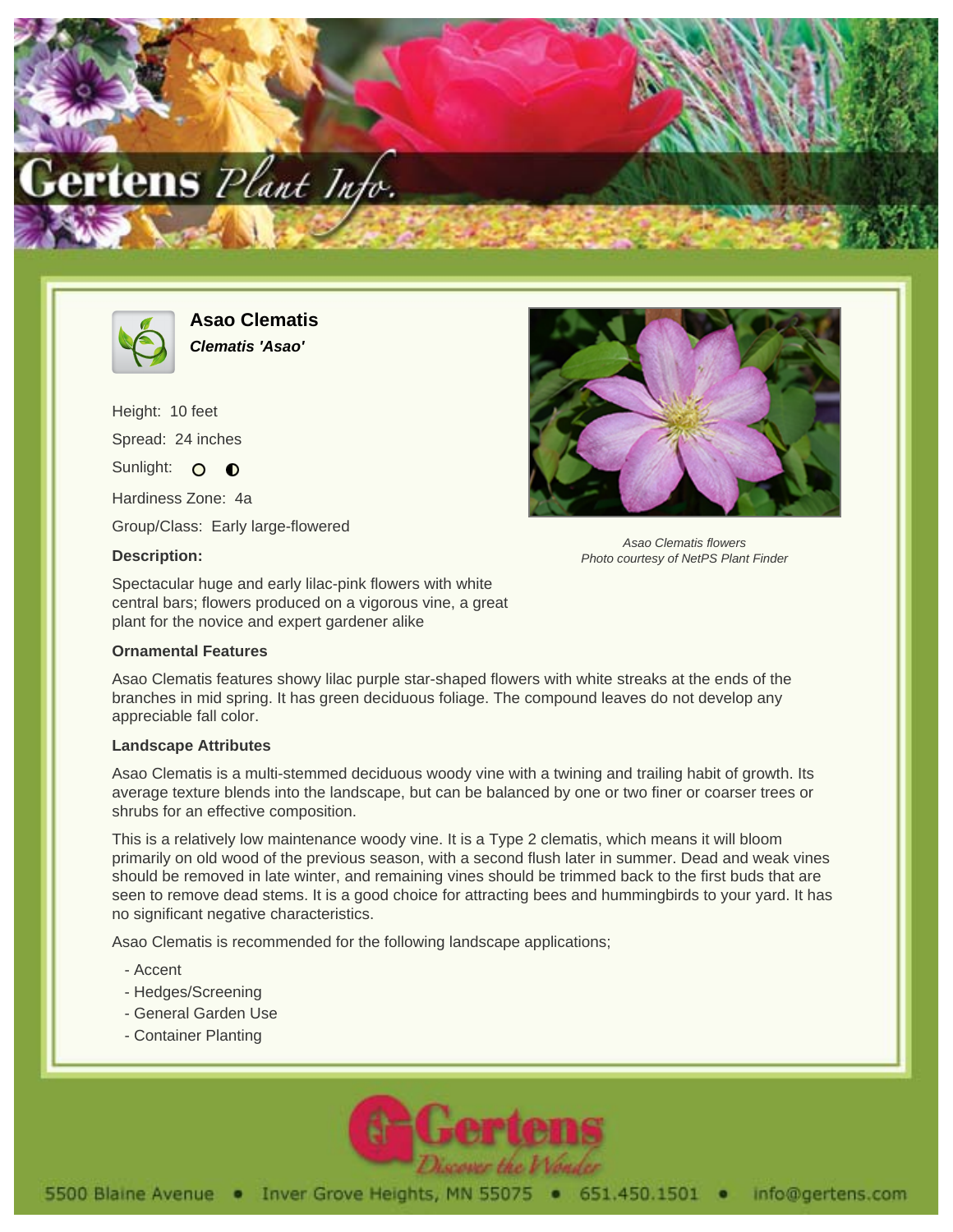# Asao Clematis

***Clematis 'Asao'***

Height: 10 feet

Spread: 24 inches

Sunlight: ○ ◐

Hardiness Zone: 4a

Group/Class: Early large-flowered

**Description:**

Spectacular huge and early lilac-pink flowers with white central bars; flowers produced on a vigorous vine, a great plant for the novice and expert gardener alike

*Asao Clematis flowers*
*Photo courtesy of NetPS Plant Finder*

**Ornamental Features**

Asao Clematis features showy lilac purple star-shaped flowers with white streaks at the ends of the branches in mid spring. It has green deciduous foliage. The compound leaves do not develop any appreciable fall color.

**Landscape Attributes**

Asao Clematis is a multi-stemmed deciduous woody vine with a twining and trailing habit of growth. Its average texture blends into the landscape, but can be balanced by one or two finer or coarser trees or shrubs for an effective composition.

This is a relatively low maintenance woody vine. It is a Type 2 clematis, which means it will bloom primarily on old wood of the previous season, with a second flush later in summer. Dead and weak vines should be removed in late winter, and remaining vines should be trimmed back to the first buds that are seen to remove dead stems. It is a good choice for attracting bees and hummingbirds to your yard. It has no significant negative characteristics.

Asao Clematis is recommended for the following landscape applications;

- Accent
- Hedges/Screening
- General Garden Use
- Container Planting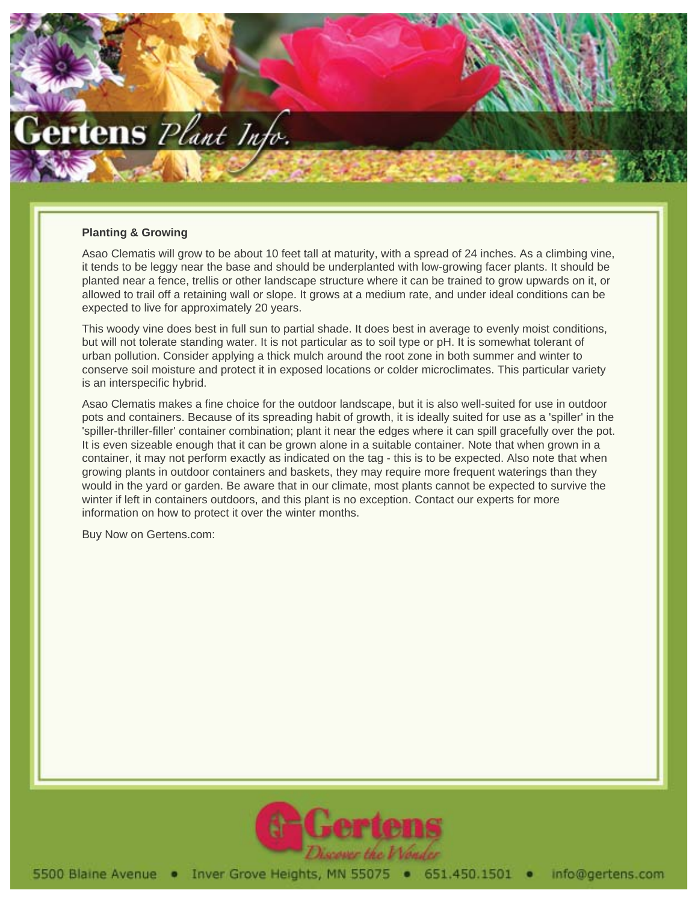## Planting & Growing

Asao Clematis will grow to be about 10 feet tall at maturity, with a spread of 24 inches. As a climbing vine, it tends to be leggy near the base and should be underplanted with low-growing facer plants. It should be planted near a fence, trellis or other landscape structure where it can be trained to grow upwards on it, or allowed to trail off a retaining wall or slope. It grows at a medium rate, and under ideal conditions can be expected to live for approximately 20 years.

This woody vine does best in full sun to partial shade. It does best in average to evenly moist conditions, but will not tolerate standing water. It is not particular as to soil type or pH. It is somewhat tolerant of urban pollution. Consider applying a thick mulch around the root zone in both summer and winter to conserve soil moisture and protect it in exposed locations or colder microclimates. This particular variety is an interspecific hybrid.

Asao Clematis makes a fine choice for the outdoor landscape, but it is also well-suited for use in outdoor pots and containers. Because of its spreading habit of growth, it is ideally suited for use as a 'spiller' in the 'spiller-thriller-filler' container combination; plant it near the edges where it can spill gracefully over the pot. It is even sizeable enough that it can be grown alone in a suitable container. Note that when grown in a container, it may not perform exactly as indicated on the tag - this is to be expected. Also note that when growing plants in outdoor containers and baskets, they may require more frequent waterings than they would in the yard or garden. Be aware that in our climate, most plants cannot be expected to survive the winter if left in containers outdoors, and this plant is no exception. Contact our experts for more information on how to protect it over the winter months.

Buy Now on Gertens.com: